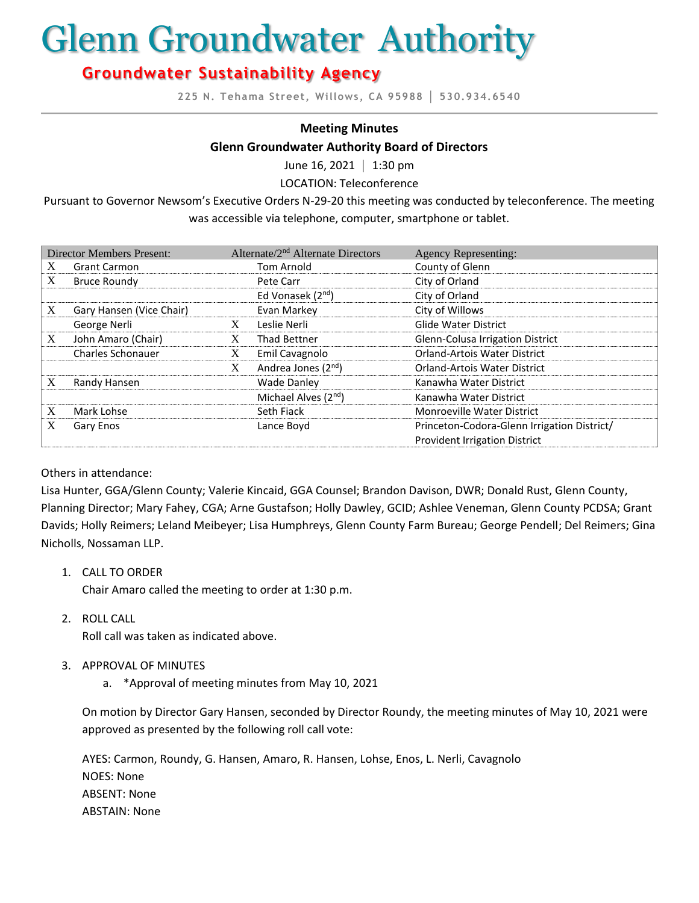# Glenn Groundwater Authority

## Groundwater Sustainability Agency

225 N. Tehama Street, Willows, CA 95988 │ 530.934.6540

**Meeting Minutes**

**Glenn Groundwater Authority Board of Directors**

June 16, 2021 │ 1:30 pm

LOCATION: Teleconference

Pursuant to Governor Newsom's Executive Orders N-29-20 this meeting was conducted by teleconference. The meeting was accessible via telephone, computer, smartphone or tablet.

| Director Members Present: | | Alternate/2nd Alternate Directors | | Agency Representing: |
|---|---|---|---|---|
| X | Grant Carmon | | Tom Arnold | County of Glenn |
| X | Bruce Roundy | | Pete Carr | City of Orland |
| | | | Ed Vonasek (2nd) | City of Orland |
| X | Gary Hansen (Vice Chair) | | Evan Markey | City of Willows |
| | George Nerli | X | Leslie Nerli | Glide Water District |
| X | John Amaro (Chair) | X | Thad Bettner | Glenn-Colusa Irrigation District |
| | Charles Schonauer | X | Emil Cavagnolo | Orland-Artois Water District |
| | | X | Andrea Jones (2nd) | Orland-Artois Water District |
| X | Randy Hansen | | Wade Danley | Kanawha Water District |
| | | | Michael Alves (2nd) | Kanawha Water District |
| X | Mark Lohse | | Seth Fiack | Monroeville Water District |
| X | Gary Enos | | Lance Boyd | Princeton-Codora-Glenn Irrigation District/ Provident Irrigation District |

Others in attendance:

Lisa Hunter, GGA/Glenn County; Valerie Kincaid, GGA Counsel; Brandon Davison, DWR; Donald Rust, Glenn County, Planning Director; Mary Fahey, CGA; Arne Gustafson; Holly Dawley, GCID; Ashlee Veneman, Glenn County PCDSA; Grant Davids; Holly Reimers; Leland Meibeyer; Lisa Humphreys, Glenn County Farm Bureau; George Pendell; Del Reimers; Gina Nicholls, Nossaman LLP.

1. CALL TO ORDER

   Chair Amaro called the meeting to order at 1:30 p.m.

2. ROLL CALL

   Roll call was taken as indicated above.

3. APPROVAL OF MINUTES

   a. *Approval of meeting minutes from May 10, 2021

   On motion by Director Gary Hansen, seconded by Director Roundy, the meeting minutes of May 10, 2021 were approved as presented by the following roll call vote:

   AYES: Carmon, Roundy, G. Hansen, Amaro, R. Hansen, Lohse, Enos, L. Nerli, Cavagnolo
   NOES: None
   ABSENT: None
   ABSTAIN: None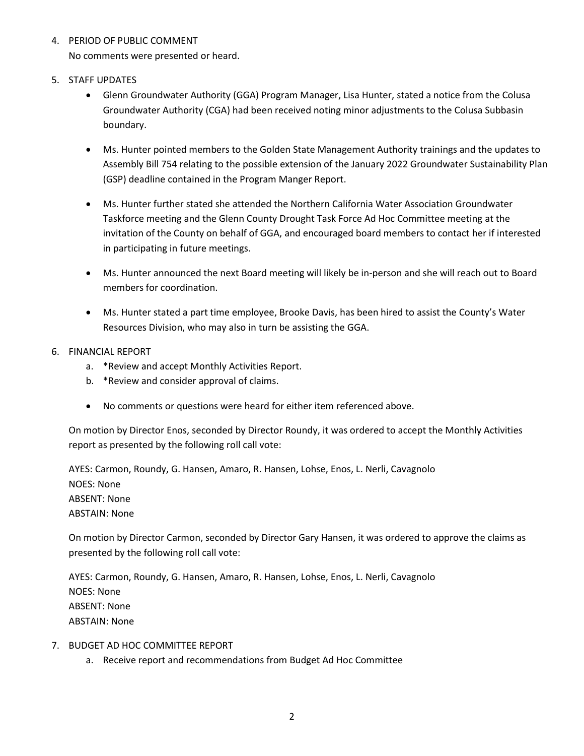4. PERIOD OF PUBLIC COMMENT

   No comments were presented or heard.

5. STAFF UPDATES

   - Glenn Groundwater Authority (GGA) Program Manager, Lisa Hunter, stated a notice from the Colusa Groundwater Authority (CGA) had been received noting minor adjustments to the Colusa Subbasin boundary.

   - Ms. Hunter pointed members to the Golden State Management Authority trainings and the updates to Assembly Bill 754 relating to the possible extension of the January 2022 Groundwater Sustainability Plan (GSP) deadline contained in the Program Manger Report.

   - Ms. Hunter further stated she attended the Northern California Water Association Groundwater Taskforce meeting and the Glenn County Drought Task Force Ad Hoc Committee meeting at the invitation of the County on behalf of GGA, and encouraged board members to contact her if interested in participating in future meetings.

   - Ms. Hunter announced the next Board meeting will likely be in-person and she will reach out to Board members for coordination.

   - Ms. Hunter stated a part time employee, Brooke Davis, has been hired to assist the County's Water Resources Division, who may also in turn be assisting the GGA.

6. FINANCIAL REPORT

   a. *Review and accept Monthly Activities Report.
   b. *Review and consider approval of claims.

   - No comments or questions were heard for either item referenced above.

   On motion by Director Enos, seconded by Director Roundy, it was ordered to accept the Monthly Activities report as presented by the following roll call vote:

   AYES: Carmon, Roundy, G. Hansen, Amaro, R. Hansen, Lohse, Enos, L. Nerli, Cavagnolo
   NOES: None
   ABSENT: None
   ABSTAIN: None

   On motion by Director Carmon, seconded by Director Gary Hansen, it was ordered to approve the claims as presented by the following roll call vote:

   AYES: Carmon, Roundy, G. Hansen, Amaro, R. Hansen, Lohse, Enos, L. Nerli, Cavagnolo
   NOES: None
   ABSENT: None
   ABSTAIN: None

7. BUDGET AD HOC COMMITTEE REPORT

   a. Receive report and recommendations from Budget Ad Hoc Committee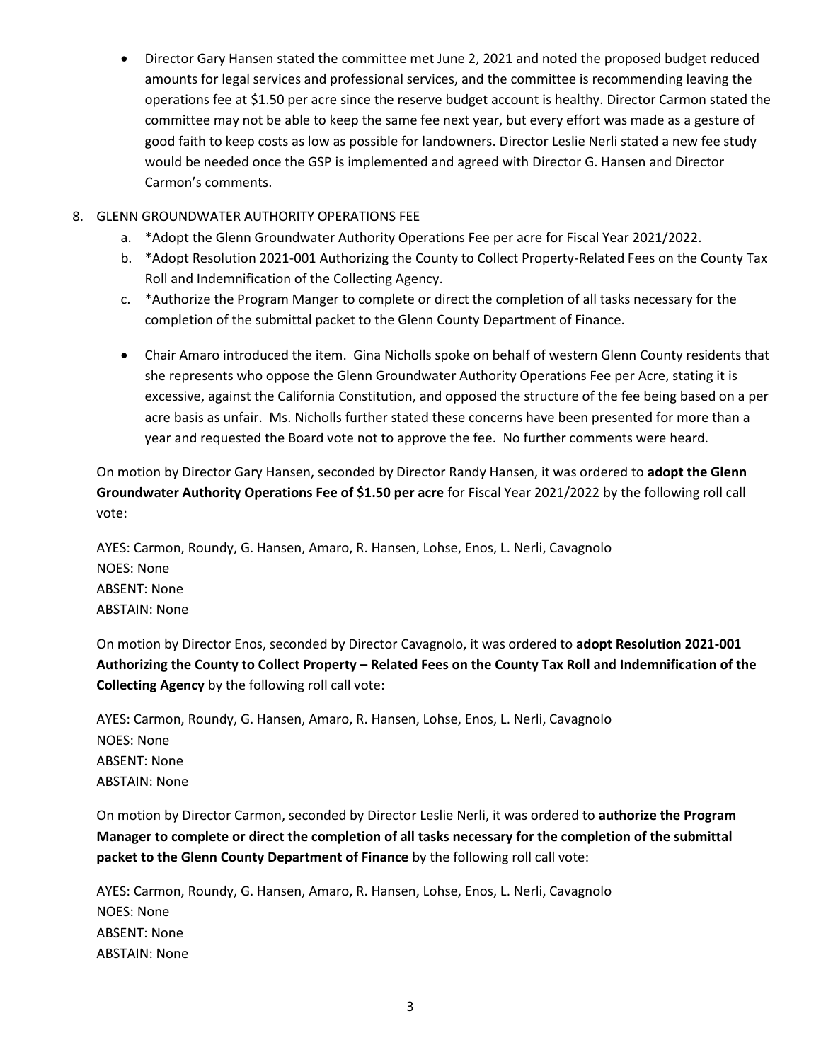- Director Gary Hansen stated the committee met June 2, 2021 and noted the proposed budget reduced amounts for legal services and professional services, and the committee is recommending leaving the operations fee at $1.50 per acre since the reserve budget account is healthy. Director Carmon stated the committee may not be able to keep the same fee next year, but every effort was made as a gesture of good faith to keep costs as low as possible for landowners. Director Leslie Nerli stated a new fee study would be needed once the GSP is implemented and agreed with Director G. Hansen and Director Carmon's comments.

8. GLENN GROUNDWATER AUTHORITY OPERATIONS FEE
   a. *Adopt the Glenn Groundwater Authority Operations Fee per acre for Fiscal Year 2021/2022.
   b. *Adopt Resolution 2021-001 Authorizing the County to Collect Property-Related Fees on the County Tax Roll and Indemnification of the Collecting Agency.
   c. *Authorize the Program Manger to complete or direct the completion of all tasks necessary for the completion of the submittal packet to the Glenn County Department of Finance.

   - Chair Amaro introduced the item. Gina Nicholls spoke on behalf of western Glenn County residents that she represents who oppose the Glenn Groundwater Authority Operations Fee per Acre, stating it is excessive, against the California Constitution, and opposed the structure of the fee being based on a per acre basis as unfair. Ms. Nicholls further stated these concerns have been presented for more than a year and requested the Board vote not to approve the fee. No further comments were heard.

On motion by Director Gary Hansen, seconded by Director Randy Hansen, it was ordered to **adopt the Glenn Groundwater Authority Operations Fee of $1.50 per acre** for Fiscal Year 2021/2022 by the following roll call vote:

AYES: Carmon, Roundy, G. Hansen, Amaro, R. Hansen, Lohse, Enos, L. Nerli, Cavagnolo
NOES: None
ABSENT: None
ABSTAIN: None

On motion by Director Enos, seconded by Director Cavagnolo, it was ordered to **adopt Resolution 2021-001 Authorizing the County to Collect Property – Related Fees on the County Tax Roll and Indemnification of the Collecting Agency** by the following roll call vote:

AYES: Carmon, Roundy, G. Hansen, Amaro, R. Hansen, Lohse, Enos, L. Nerli, Cavagnolo
NOES: None
ABSENT: None
ABSTAIN: None

On motion by Director Carmon, seconded by Director Leslie Nerli, it was ordered to **authorize the Program Manager to complete or direct the completion of all tasks necessary for the completion of the submittal packet to the Glenn County Department of Finance** by the following roll call vote:

AYES: Carmon, Roundy, G. Hansen, Amaro, R. Hansen, Lohse, Enos, L. Nerli, Cavagnolo
NOES: None
ABSENT: None
ABSTAIN: None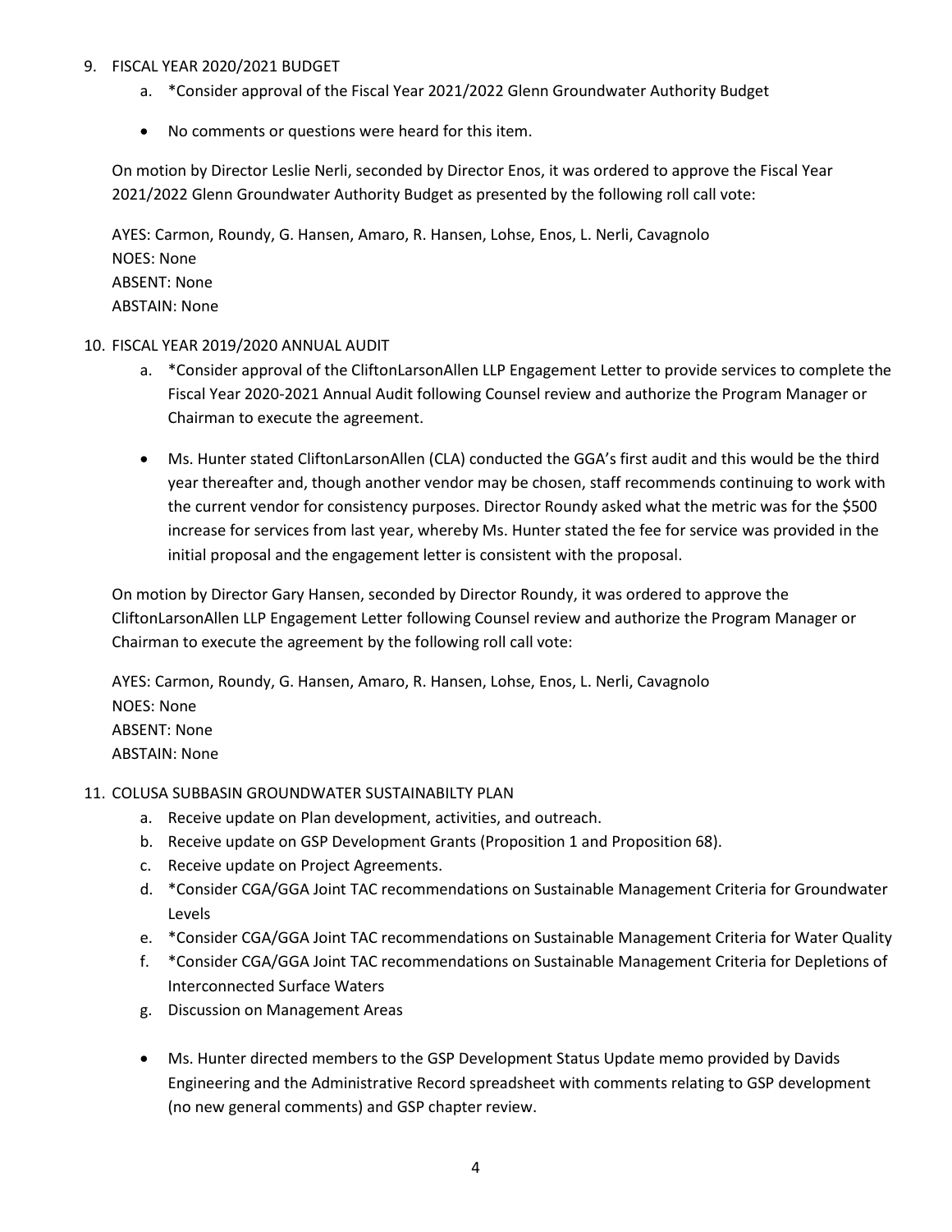9. FISCAL YEAR 2020/2021 BUDGET
   a. *Consider approval of the Fiscal Year 2021/2022 Glenn Groundwater Authority Budget

   - No comments or questions were heard for this item.

   On motion by Director Leslie Nerli, seconded by Director Enos, it was ordered to approve the Fiscal Year 2021/2022 Glenn Groundwater Authority Budget as presented by the following roll call vote:

   AYES: Carmon, Roundy, G. Hansen, Amaro, R. Hansen, Lohse, Enos, L. Nerli, Cavagnolo
   NOES: None
   ABSENT: None
   ABSTAIN: None

10. FISCAL YEAR 2019/2020 ANNUAL AUDIT
    a. *Consider approval of the CliftonLarsonAllen LLP Engagement Letter to provide services to complete the Fiscal Year 2020-2021 Annual Audit following Counsel review and authorize the Program Manager or Chairman to execute the agreement.

    - Ms. Hunter stated CliftonLarsonAllen (CLA) conducted the GGA's first audit and this would be the third year thereafter and, though another vendor may be chosen, staff recommends continuing to work with the current vendor for consistency purposes. Director Roundy asked what the metric was for the $500 increase for services from last year, whereby Ms. Hunter stated the fee for service was provided in the initial proposal and the engagement letter is consistent with the proposal.

    On motion by Director Gary Hansen, seconded by Director Roundy, it was ordered to approve the CliftonLarsonAllen LLP Engagement Letter following Counsel review and authorize the Program Manager or Chairman to execute the agreement by the following roll call vote:

    AYES: Carmon, Roundy, G. Hansen, Amaro, R. Hansen, Lohse, Enos, L. Nerli, Cavagnolo
    NOES: None
    ABSENT: None
    ABSTAIN: None

11. COLUSA SUBBASIN GROUNDWATER SUSTAINABILTY PLAN
    a. Receive update on Plan development, activities, and outreach.
    b. Receive update on GSP Development Grants (Proposition 1 and Proposition 68).
    c. Receive update on Project Agreements.
    d. *Consider CGA/GGA Joint TAC recommendations on Sustainable Management Criteria for Groundwater Levels
    e. *Consider CGA/GGA Joint TAC recommendations on Sustainable Management Criteria for Water Quality
    f. *Consider CGA/GGA Joint TAC recommendations on Sustainable Management Criteria for Depletions of Interconnected Surface Waters
    g. Discussion on Management Areas

    - Ms. Hunter directed members to the GSP Development Status Update memo provided by Davids Engineering and the Administrative Record spreadsheet with comments relating to GSP development (no new general comments) and GSP chapter review.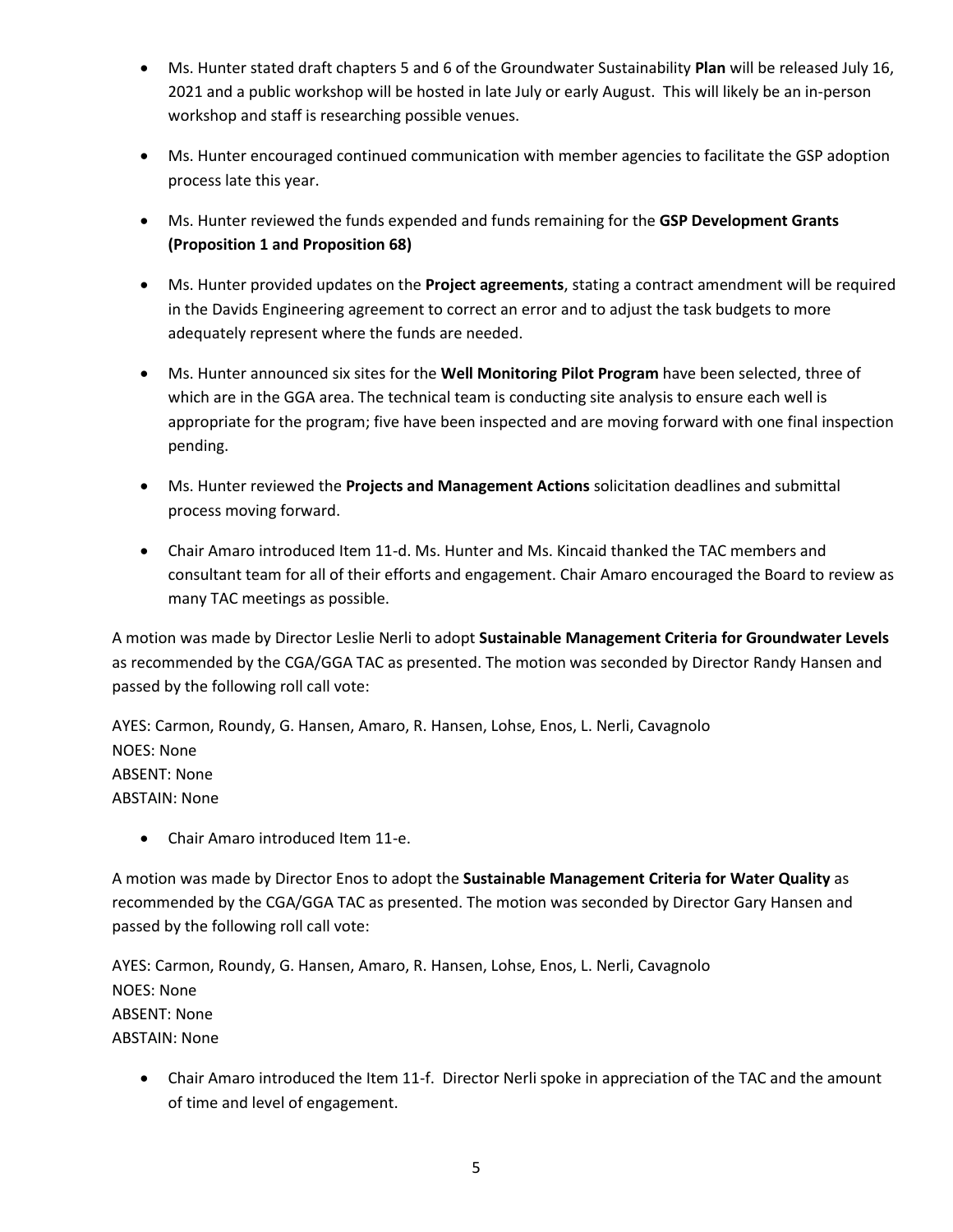- Ms. Hunter stated draft chapters 5 and 6 of the Groundwater Sustainability **Plan** will be released July 16, 2021 and a public workshop will be hosted in late July or early August. This will likely be an in-person workshop and staff is researching possible venues.

- Ms. Hunter encouraged continued communication with member agencies to facilitate the GSP adoption process late this year.

- Ms. Hunter reviewed the funds expended and funds remaining for the **GSP Development Grants (Proposition 1 and Proposition 68)**

- Ms. Hunter provided updates on the **Project agreements**, stating a contract amendment will be required in the Davids Engineering agreement to correct an error and to adjust the task budgets to more adequately represent where the funds are needed.

- Ms. Hunter announced six sites for the **Well Monitoring Pilot Program** have been selected, three of which are in the GGA area. The technical team is conducting site analysis to ensure each well is appropriate for the program; five have been inspected and are moving forward with one final inspection pending.

- Ms. Hunter reviewed the **Projects and Management Actions** solicitation deadlines and submittal process moving forward.

- Chair Amaro introduced Item 11-d. Ms. Hunter and Ms. Kincaid thanked the TAC members and consultant team for all of their efforts and engagement. Chair Amaro encouraged the Board to review as many TAC meetings as possible.

A motion was made by Director Leslie Nerli to adopt **Sustainable Management Criteria for Groundwater Levels** as recommended by the CGA/GGA TAC as presented. The motion was seconded by Director Randy Hansen and passed by the following roll call vote:

AYES: Carmon, Roundy, G. Hansen, Amaro, R. Hansen, Lohse, Enos, L. Nerli, Cavagnolo
NOES: None
ABSENT: None
ABSTAIN: None

- Chair Amaro introduced Item 11-e.

A motion was made by Director Enos to adopt the **Sustainable Management Criteria for Water Quality** as recommended by the CGA/GGA TAC as presented. The motion was seconded by Director Gary Hansen and passed by the following roll call vote:

AYES: Carmon, Roundy, G. Hansen, Amaro, R. Hansen, Lohse, Enos, L. Nerli, Cavagnolo
NOES: None
ABSENT: None
ABSTAIN: None

- Chair Amaro introduced the Item 11-f. Director Nerli spoke in appreciation of the TAC and the amount of time and level of engagement.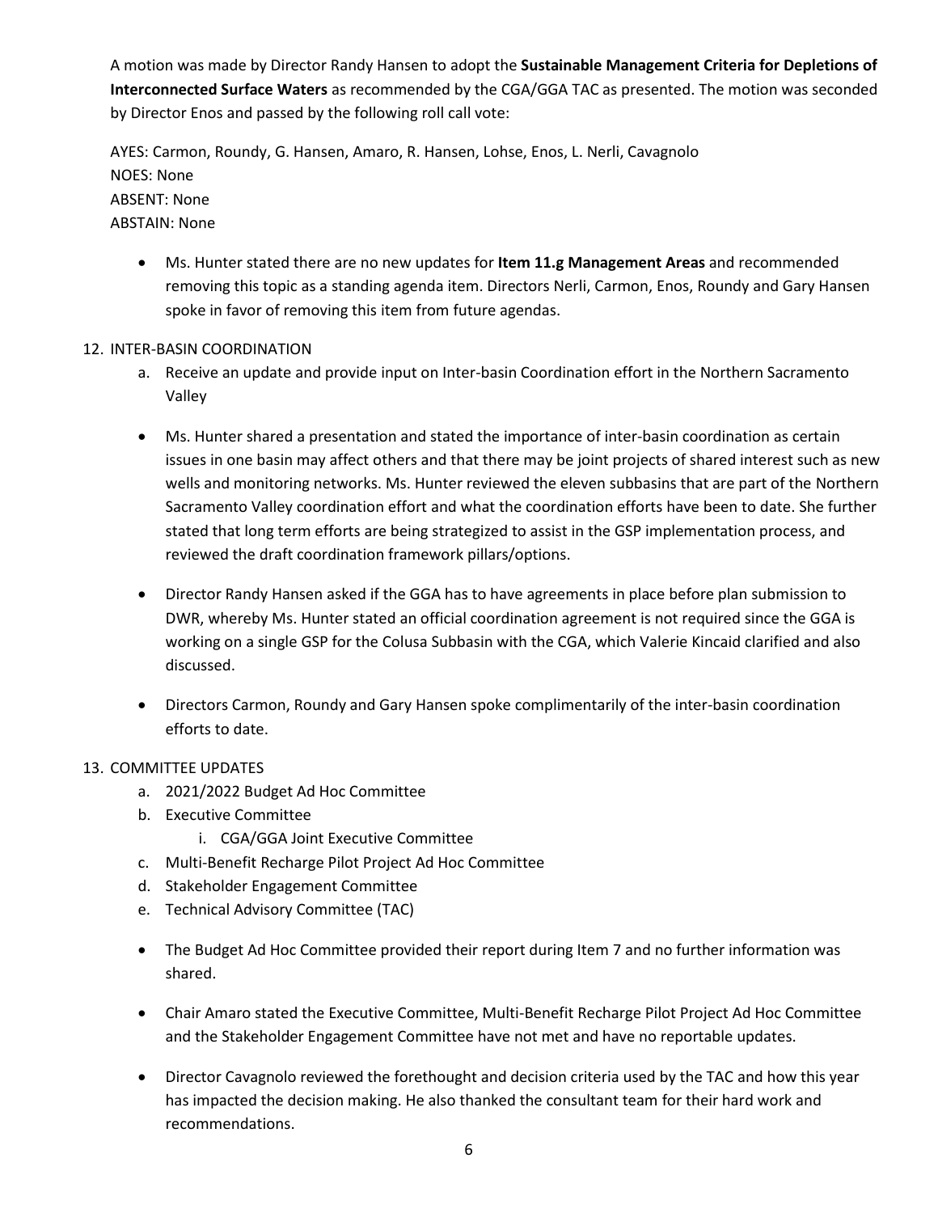A motion was made by Director Randy Hansen to adopt the **Sustainable Management Criteria for Depletions of Interconnected Surface Waters** as recommended by the CGA/GGA TAC as presented. The motion was seconded by Director Enos and passed by the following roll call vote:

AYES: Carmon, Roundy, G. Hansen, Amaro, R. Hansen, Lohse, Enos, L. Nerli, Cavagnolo
NOES: None
ABSENT: None
ABSTAIN: None

- Ms. Hunter stated there are no new updates for **Item 11.g Management Areas** and recommended removing this topic as a standing agenda item. Directors Nerli, Carmon, Enos, Roundy and Gary Hansen spoke in favor of removing this item from future agendas.

12. INTER-BASIN COORDINATION
    a. Receive an update and provide input on Inter-basin Coordination effort in the Northern Sacramento Valley

- Ms. Hunter shared a presentation and stated the importance of inter-basin coordination as certain issues in one basin may affect others and that there may be joint projects of shared interest such as new wells and monitoring networks. Ms. Hunter reviewed the eleven subbasins that are part of the Northern Sacramento Valley coordination effort and what the coordination efforts have been to date. She further stated that long term efforts are being strategized to assist in the GSP implementation process, and reviewed the draft coordination framework pillars/options.

- Director Randy Hansen asked if the GGA has to have agreements in place before plan submission to DWR, whereby Ms. Hunter stated an official coordination agreement is not required since the GGA is working on a single GSP for the Colusa Subbasin with the CGA, which Valerie Kincaid clarified and also discussed.

- Directors Carmon, Roundy and Gary Hansen spoke complimentarily of the inter-basin coordination efforts to date.

13. COMMITTEE UPDATES
    a. 2021/2022 Budget Ad Hoc Committee
    b. Executive Committee
        i. CGA/GGA Joint Executive Committee
    c. Multi-Benefit Recharge Pilot Project Ad Hoc Committee
    d. Stakeholder Engagement Committee
    e. Technical Advisory Committee (TAC)

- The Budget Ad Hoc Committee provided their report during Item 7 and no further information was shared.

- Chair Amaro stated the Executive Committee, Multi-Benefit Recharge Pilot Project Ad Hoc Committee and the Stakeholder Engagement Committee have not met and have no reportable updates.

- Director Cavagnolo reviewed the forethought and decision criteria used by the TAC and how this year has impacted the decision making. He also thanked the consultant team for their hard work and recommendations.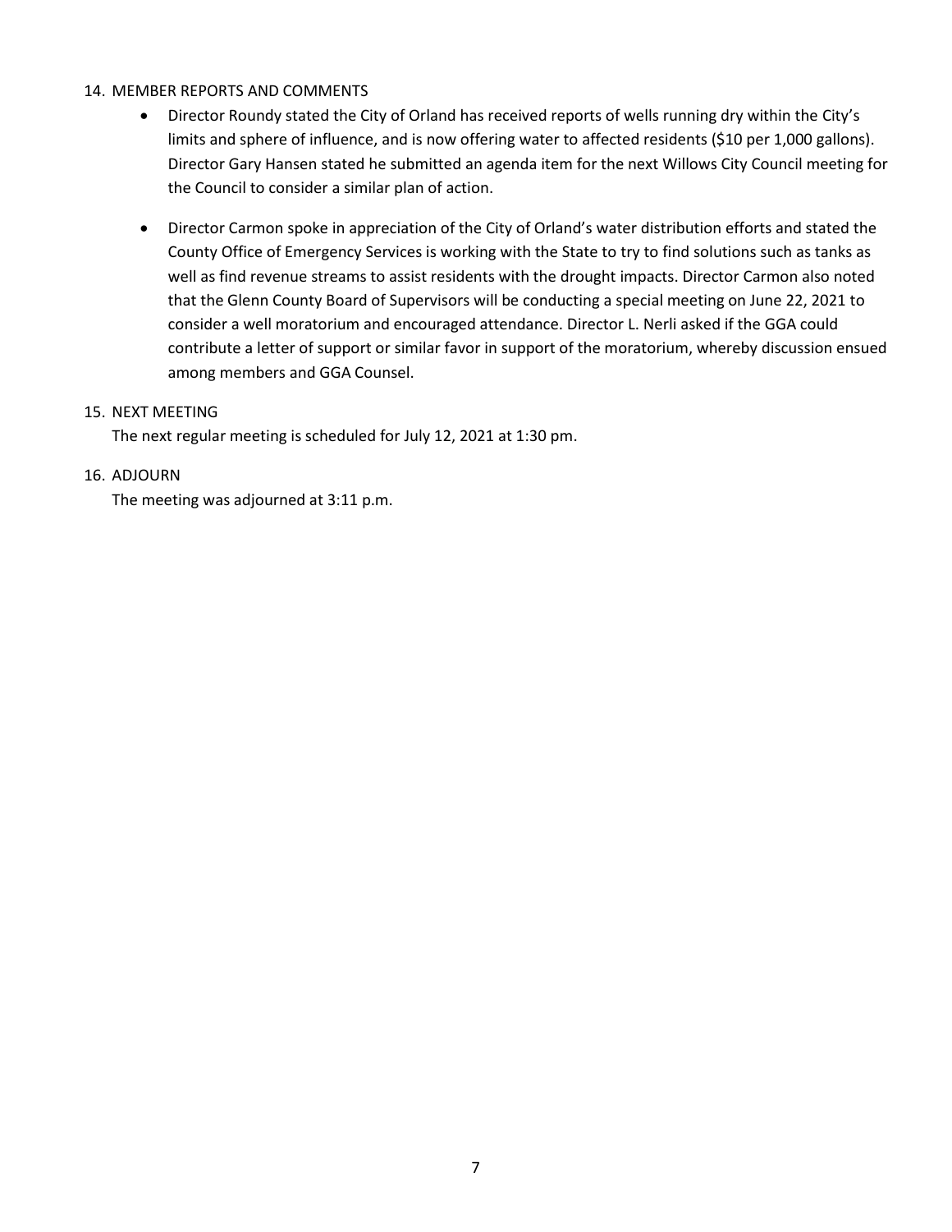14. MEMBER REPORTS AND COMMENTS
    - Director Roundy stated the City of Orland has received reports of wells running dry within the City's limits and sphere of influence, and is now offering water to affected residents ($10 per 1,000 gallons). Director Gary Hansen stated he submitted an agenda item for the next Willows City Council meeting for the Council to consider a similar plan of action.
    - Director Carmon spoke in appreciation of the City of Orland's water distribution efforts and stated the County Office of Emergency Services is working with the State to try to find solutions such as tanks as well as find revenue streams to assist residents with the drought impacts. Director Carmon also noted that the Glenn County Board of Supervisors will be conducting a special meeting on June 22, 2021 to consider a well moratorium and encouraged attendance. Director L. Nerli asked if the GGA could contribute a letter of support or similar favor in support of the moratorium, whereby discussion ensued among members and GGA Counsel.

15. NEXT MEETING

    The next regular meeting is scheduled for July 12, 2021 at 1:30 pm.

16. ADJOURN

    The meeting was adjourned at 3:11 p.m.